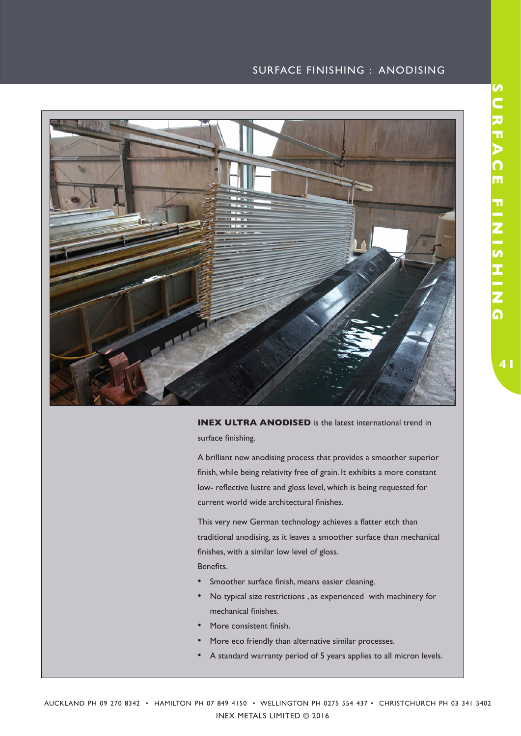# SURFACE FINISHING : ANODISING

**INEX ULTRA ANODISED** is the latest international trend in surface finishing.

A brilliant new anodising process that provides a smoother superior finish, while being relativity free of grain. It exhibits a more constant low- reflective lustre and gloss level, which is being requested for current world wide architectural finishes.

This very new German technology achieves a flatter etch than traditional anodising, as it leaves a smoother surface than mechanical finishes, with a similar low level of gloss.

Benefits.

- Smoother surface finish, means easier cleaning.
- No typical size restrictions , as experienced with machinery for mechanical finishes.
- More consistent finish.
- More eco friendly than alternative similar processes.
- A standard warranty period of 5 years applies to all micron levels.

AUCKLAND PH 09 270 8342 • HAMILTON PH 07 849 4150 • WELLINGTON PH 0275 554 437 • CHRISTCHURCH PH 03 341 5402

INEX METALS LIMITED © 2016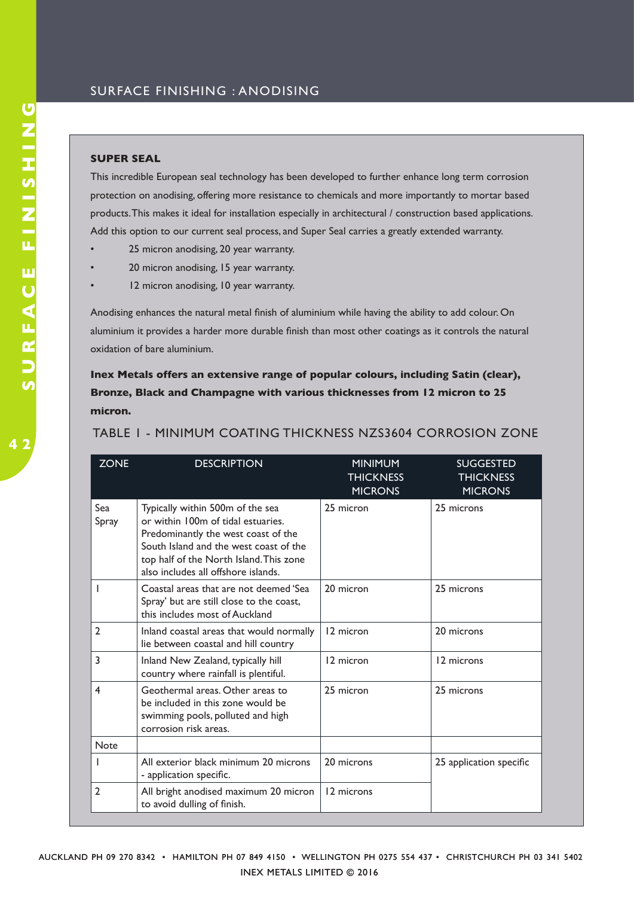## SURFACE FINISHING : ANODISING

### SUPER SEAL

This incredible European seal technology has been developed to further enhance long term corrosion protection on anodising, offering more resistance to chemicals and more importantly to mortar based products. This makes it ideal for installation especially in architectural / construction based applications. Add this option to our current seal process, and Super Seal carries a greatly extended warranty.

- 25 micron anodising, 20 year warranty.
- 20 micron anodising, 15 year warranty.
- 12 micron anodising, 10 year warranty.

Anodising enhances the natural metal finish of aluminium while having the ability to add colour. On aluminium it provides a harder more durable finish than most other coatings as it controls the natural oxidation of bare aluminium.

**Inex Metals offers an extensive range of popular colours, including Satin (clear), Bronze, Black and Champagne with various thicknesses from 12 micron to 25 micron.**

### TABLE 1 - MINIMUM COATING THICKNESS NZS3604 CORROSION ZONE

| ZONE | DESCRIPTION | MINIMUM THICKNESS MICRONS | SUGGESTED THICKNESS MICRONS |
|---|---|---|---|
| Sea Spray | Typically within 500m of the sea or within 100m of tidal estuaries. Predominantly the west coast of the South Island and the west coast of the top half of the North Island. This zone also includes all offshore islands. | 25 micron | 25 microns |
| 1 | Coastal areas that are not deemed 'Sea Spray' but are still close to the coast, this includes most of Auckland | 20 micron | 25 microns |
| 2 | Inland coastal areas that would normally lie between coastal and hill country | 12 micron | 20 microns |
| 3 | Inland New Zealand, typically hill country where rainfall is plentiful. | 12 micron | 12 microns |
| 4 | Geothermal areas. Other areas to be included in this zone would be swimming pools, polluted and high corrosion risk areas. | 25 micron | 25 microns |
| Note | | | |
| 1 | All exterior black minimum 20 microns - application specific. | 20 microns | 25 application specific |
| 2 | All bright anodised maximum 20 micron to avoid dulling of finish. | 12 microns | |

AUCKLAND PH 09 270 8342 • HAMILTON PH 07 849 4150 • WELLINGTON PH 0275 554 437 • CHRISTCHURCH PH 03 341 5402

INEX METALS LIMITED © 2016